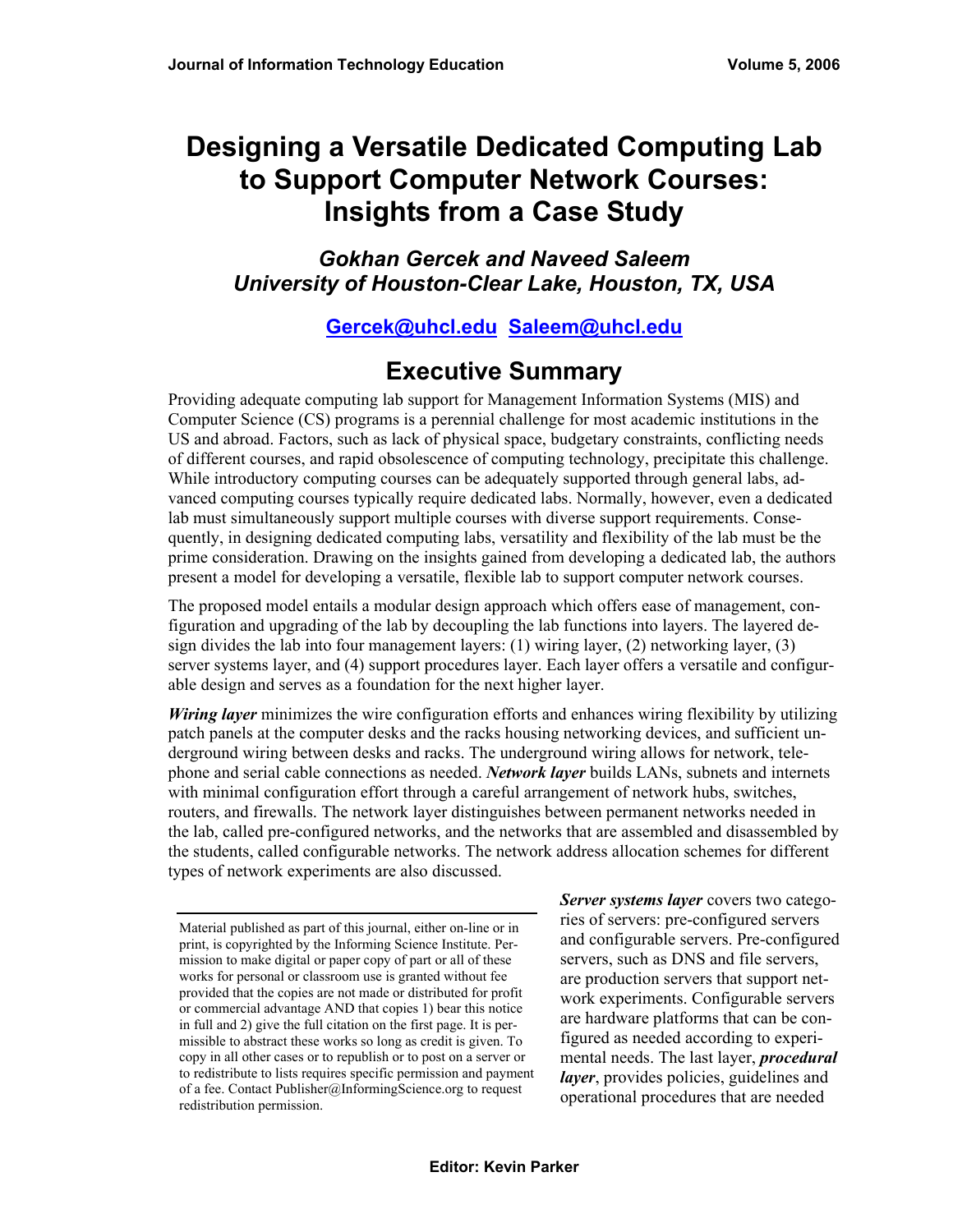# Designing a Versatile Dedicated Computing Lab to Support Computer Network Courses: Insights from a Case Study

### *Gokhan Gercek and Naveed Saleem*
### *University of Houston-Clear Lake, Houston, TX, USA*

**Gercek@uhcl.edu Saleem@uhcl.edu**

## Executive Summary

Providing adequate computing lab support for Management Information Systems (MIS) and Computer Science (CS) programs is a perennial challenge for most academic institutions in the US and abroad. Factors, such as lack of physical space, budgetary constraints, conflicting needs of different courses, and rapid obsolescence of computing technology, precipitate this challenge. While introductory computing courses can be adequately supported through general labs, advanced computing courses typically require dedicated labs. Normally, however, even a dedicated lab must simultaneously support multiple courses with diverse support requirements. Consequently, in designing dedicated computing labs, versatility and flexibility of the lab must be the prime consideration. Drawing on the insights gained from developing a dedicated lab, the authors present a model for developing a versatile, flexible lab to support computer network courses.

The proposed model entails a modular design approach which offers ease of management, configuration and upgrading of the lab by decoupling the lab functions into layers. The layered design divides the lab into four management layers: (1) wiring layer, (2) networking layer, (3) server systems layer, and (4) support procedures layer. Each layer offers a versatile and configurable design and serves as a foundation for the next higher layer.

***Wiring layer*** minimizes the wire configuration efforts and enhances wiring flexibility by utilizing patch panels at the computer desks and the racks housing networking devices, and sufficient underground wiring between desks and racks. The underground wiring allows for network, telephone and serial cable connections as needed. ***Network layer*** builds LANs, subnets and internets with minimal configuration effort through a careful arrangement of network hubs, switches, routers, and firewalls. The network layer distinguishes between permanent networks needed in the lab, called pre-configured networks, and the networks that are assembled and disassembled by the students, called configurable networks. The network address allocation schemes for different types of network experiments are also discussed.

***Server systems layer*** covers two categories of servers: pre-configured servers and configurable servers. Pre-configured servers, such as DNS and file servers, are production servers that support network experiments. Configurable servers are hardware platforms that can be configured as needed according to experimental needs. The last layer, ***procedural layer***, provides policies, guidelines and operational procedures that are needed

---

Material published as part of this journal, either on-line or in print, is copyrighted by the Informing Science Institute. Permission to make digital or paper copy of part or all of these works for personal or classroom use is granted without fee provided that the copies are not made or distributed for profit or commercial advantage AND that copies 1) bear this notice in full and 2) give the full citation on the first page. It is permissible to abstract these works so long as credit is given. To copy in all other cases or to republish or to post on a server or to redistribute to lists requires specific permission and payment of a fee. Contact Publisher@InformingScience.org to request redistribution permission.

**Editor: Kevin Parker**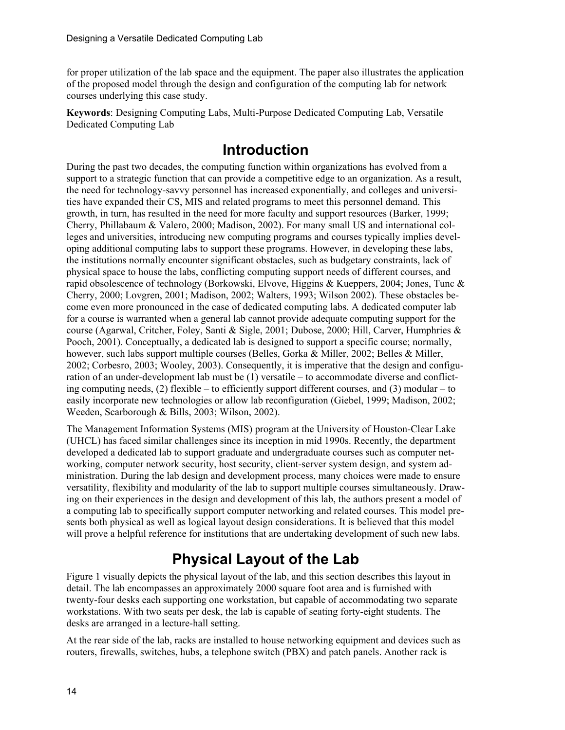for proper utilization of the lab space and the equipment. The paper also illustrates the application of the proposed model through the design and configuration of the computing lab for network courses underlying this case study.

**Keywords**: Designing Computing Labs, Multi-Purpose Dedicated Computing Lab, Versatile Dedicated Computing Lab

# Introduction

During the past two decades, the computing function within organizations has evolved from a support to a strategic function that can provide a competitive edge to an organization. As a result, the need for technology-savvy personnel has increased exponentially, and colleges and universities have expanded their CS, MIS and related programs to meet this personnel demand. This growth, in turn, has resulted in the need for more faculty and support resources (Barker, 1999; Cherry, Phillabaum & Valero, 2000; Madison, 2002). For many small US and international colleges and universities, introducing new computing programs and courses typically implies developing additional computing labs to support these programs. However, in developing these labs, the institutions normally encounter significant obstacles, such as budgetary constraints, lack of physical space to house the labs, conflicting computing support needs of different courses, and rapid obsolescence of technology (Borkowski, Elvove, Higgins & Kueppers, 2004; Jones, Tunc & Cherry, 2000; Lovgren, 2001; Madison, 2002; Walters, 1993; Wilson 2002). These obstacles become even more pronounced in the case of dedicated computing labs. A dedicated computer lab for a course is warranted when a general lab cannot provide adequate computing support for the course (Agarwal, Critcher, Foley, Santi & Sigle, 2001; Dubose, 2000; Hill, Carver, Humphries & Pooch, 2001). Conceptually, a dedicated lab is designed to support a specific course; normally, however, such labs support multiple courses (Belles, Gorka & Miller, 2002; Belles & Miller, 2002; Corbesro, 2003; Wooley, 2003). Consequently, it is imperative that the design and configuration of an under-development lab must be (1) versatile – to accommodate diverse and conflicting computing needs, (2) flexible – to efficiently support different courses, and (3) modular – to easily incorporate new technologies or allow lab reconfiguration (Giebel, 1999; Madison, 2002; Weeden, Scarborough & Bills, 2003; Wilson, 2002).

The Management Information Systems (MIS) program at the University of Houston-Clear Lake (UHCL) has faced similar challenges since its inception in mid 1990s. Recently, the department developed a dedicated lab to support graduate and undergraduate courses such as computer networking, computer network security, host security, client-server system design, and system administration. During the lab design and development process, many choices were made to ensure versatility, flexibility and modularity of the lab to support multiple courses simultaneously. Drawing on their experiences in the design and development of this lab, the authors present a model of a computing lab to specifically support computer networking and related courses. This model presents both physical as well as logical layout design considerations. It is believed that this model will prove a helpful reference for institutions that are undertaking development of such new labs.

# Physical Layout of the Lab

Figure 1 visually depicts the physical layout of the lab, and this section describes this layout in detail. The lab encompasses an approximately 2000 square foot area and is furnished with twenty-four desks each supporting one workstation, but capable of accommodating two separate workstations. With two seats per desk, the lab is capable of seating forty-eight students. The desks are arranged in a lecture-hall setting.

At the rear side of the lab, racks are installed to house networking equipment and devices such as routers, firewalls, switches, hubs, a telephone switch (PBX) and patch panels. Another rack is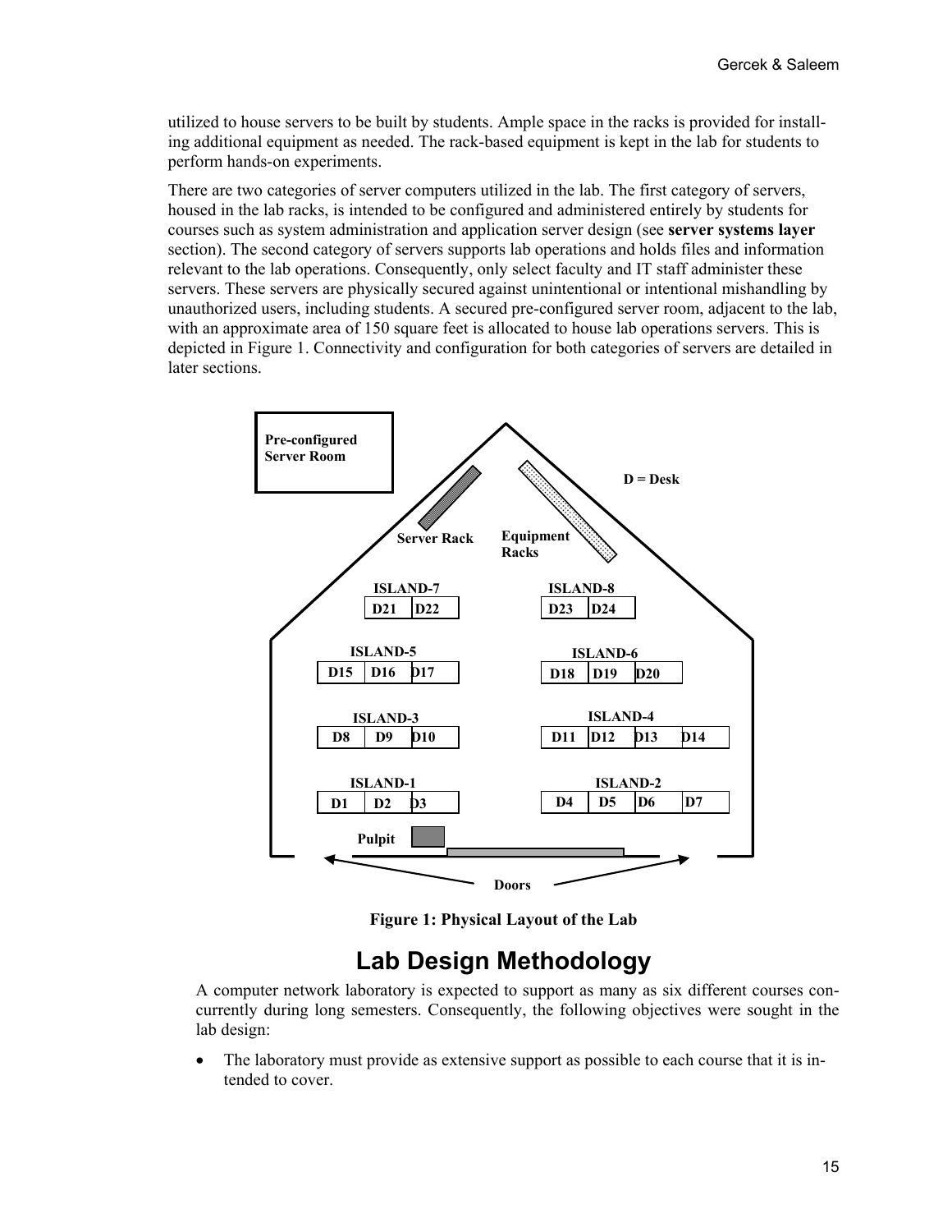utilized to house servers to be built by students. Ample space in the racks is provided for installing additional equipment as needed. The rack-based equipment is kept in the lab for students to perform hands-on experiments.

There are two categories of server computers utilized in the lab. The first category of servers, housed in the lab racks, is intended to be configured and administered entirely by students for courses such as system administration and application server design (see **server systems layer** section). The second category of servers supports lab operations and holds files and information relevant to the lab operations. Consequently, only select faculty and IT staff administer these servers. These servers are physically secured against unintentional or intentional mishandling by unauthorized users, including students. A secured pre-configured server room, adjacent to the lab, with an approximate area of 150 square feet is allocated to house lab operations servers. This is depicted in Figure 1. Connectivity and configuration for both categories of servers are detailed in later sections.

**Figure 1: Physical Layout of the Lab**

# Lab Design Methodology

A computer network laboratory is expected to support as many as six different courses concurrently during long semesters. Consequently, the following objectives were sought in the lab design:

- The laboratory must provide as extensive support as possible to each course that it is intended to cover.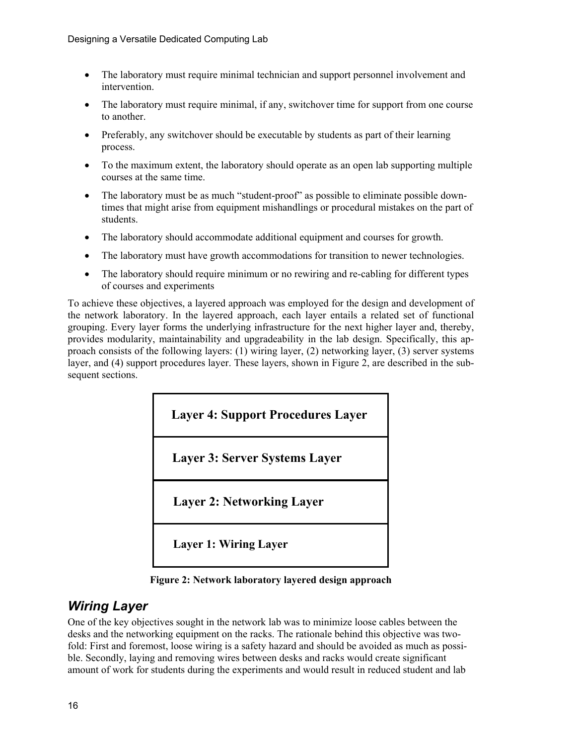- The laboratory must require minimal technician and support personnel involvement and intervention.
- The laboratory must require minimal, if any, switchover time for support from one course to another.
- Preferably, any switchover should be executable by students as part of their learning process.
- To the maximum extent, the laboratory should operate as an open lab supporting multiple courses at the same time.
- The laboratory must be as much "student-proof" as possible to eliminate possible down-times that might arise from equipment mishandlings or procedural mistakes on the part of students.
- The laboratory should accommodate additional equipment and courses for growth.
- The laboratory must have growth accommodations for transition to newer technologies.
- The laboratory should require minimum or no rewiring and re-cabling for different types of courses and experiments

To achieve these objectives, a layered approach was employed for the design and development of the network laboratory. In the layered approach, each layer entails a related set of functional grouping. Every layer forms the underlying infrastructure for the next higher layer and, thereby, provides modularity, maintainability and upgradeability in the lab design. Specifically, this approach consists of the following layers: (1) wiring layer, (2) networking layer, (3) server systems layer, and (4) support procedures layer. These layers, shown in Figure 2, are described in the subsequent sections.

| Layer 4: Support Procedures Layer |
|---|
| Layer 3: Server Systems Layer |
| Layer 2: Networking Layer |
| Layer 1: Wiring Layer |

**Figure 2: Network laboratory layered design approach**

## *Wiring Layer*

One of the key objectives sought in the network lab was to minimize loose cables between the desks and the networking equipment on the racks. The rationale behind this objective was two-fold: First and foremost, loose wiring is a safety hazard and should be avoided as much as possible. Secondly, laying and removing wires between desks and racks would create significant amount of work for students during the experiments and would result in reduced student and lab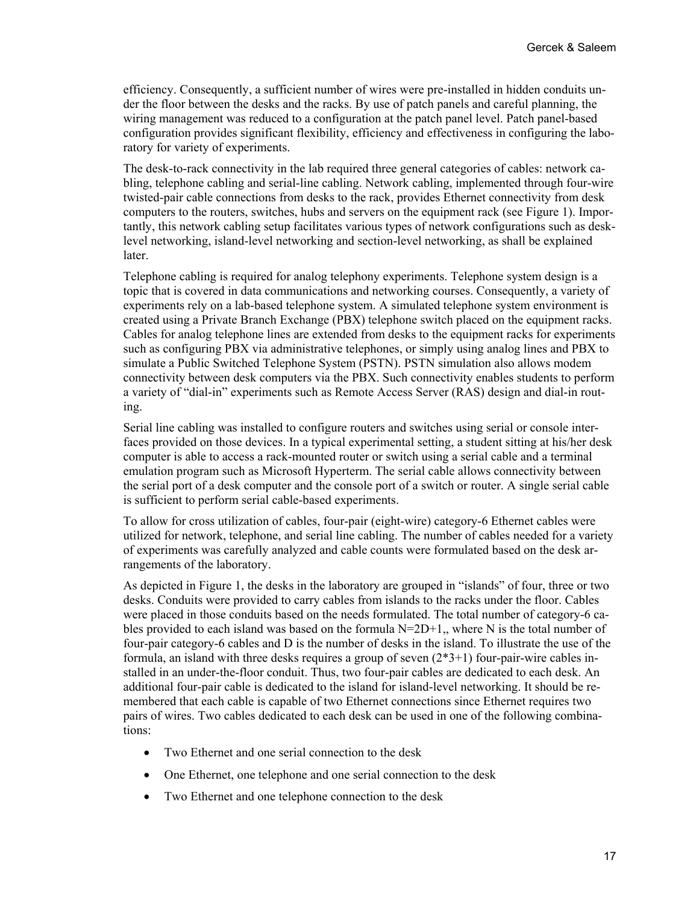efficiency. Consequently, a sufficient number of wires were pre-installed in hidden conduits under the floor between the desks and the racks. By use of patch panels and careful planning, the wiring management was reduced to a configuration at the patch panel level. Patch panel-based configuration provides significant flexibility, efficiency and effectiveness in configuring the laboratory for variety of experiments.

The desk-to-rack connectivity in the lab required three general categories of cables: network cabling, telephone cabling and serial-line cabling. Network cabling, implemented through four-wire twisted-pair cable connections from desks to the rack, provides Ethernet connectivity from desk computers to the routers, switches, hubs and servers on the equipment rack (see Figure 1). Importantly, this network cabling setup facilitates various types of network configurations such as desk-level networking, island-level networking and section-level networking, as shall be explained later.

Telephone cabling is required for analog telephony experiments. Telephone system design is a topic that is covered in data communications and networking courses. Consequently, a variety of experiments rely on a lab-based telephone system. A simulated telephone system environment is created using a Private Branch Exchange (PBX) telephone switch placed on the equipment racks. Cables for analog telephone lines are extended from desks to the equipment racks for experiments such as configuring PBX via administrative telephones, or simply using analog lines and PBX to simulate a Public Switched Telephone System (PSTN). PSTN simulation also allows modem connectivity between desk computers via the PBX. Such connectivity enables students to perform a variety of "dial-in" experiments such as Remote Access Server (RAS) design and dial-in routing.

Serial line cabling was installed to configure routers and switches using serial or console interfaces provided on those devices. In a typical experimental setting, a student sitting at his/her desk computer is able to access a rack-mounted router or switch using a serial cable and a terminal emulation program such as Microsoft Hyperterm. The serial cable allows connectivity between the serial port of a desk computer and the console port of a switch or router. A single serial cable is sufficient to perform serial cable-based experiments.

To allow for cross utilization of cables, four-pair (eight-wire) category-6 Ethernet cables were utilized for network, telephone, and serial line cabling. The number of cables needed for a variety of experiments was carefully analyzed and cable counts were formulated based on the desk arrangements of the laboratory.

As depicted in Figure 1, the desks in the laboratory are grouped in "islands" of four, three or two desks. Conduits were provided to carry cables from islands to the racks under the floor. Cables were placed in those conduits based on the needs formulated. The total number of category-6 cables provided to each island was based on the formula $N=2D+1$,, where N is the total number of four-pair category-6 cables and D is the number of desks in the island. To illustrate the use of the formula, an island with three desks requires a group of seven ($2*3+1$) four-pair-wire cables installed in an under-the-floor conduit. Thus, two four-pair cables are dedicated to each desk. An additional four-pair cable is dedicated to the island for island-level networking. It should be remembered that each cable is capable of two Ethernet connections since Ethernet requires two pairs of wires. Two cables dedicated to each desk can be used in one of the following combinations:

- Two Ethernet and one serial connection to the desk
- One Ethernet, one telephone and one serial connection to the desk
- Two Ethernet and one telephone connection to the desk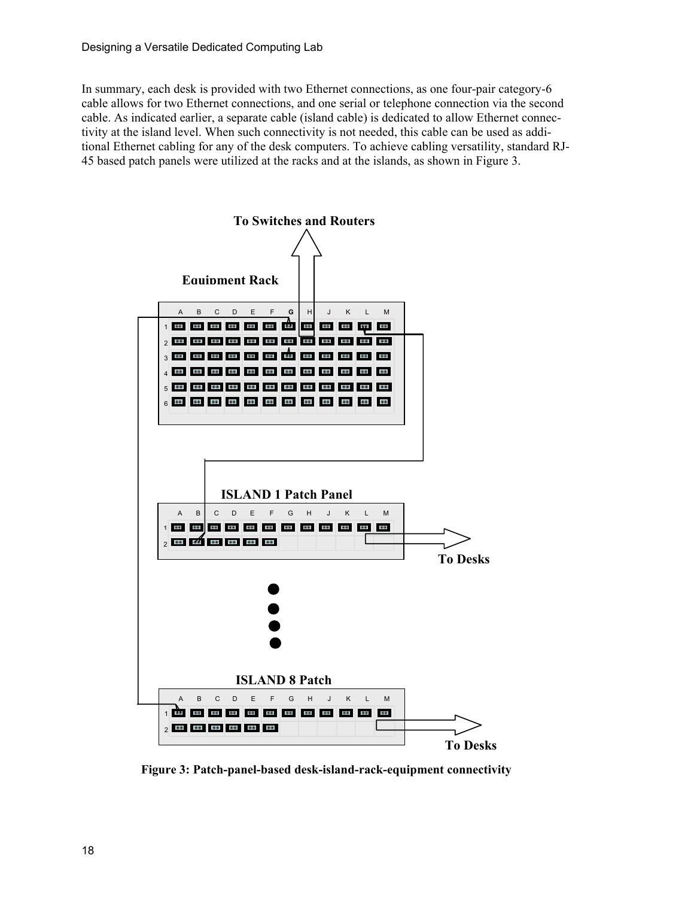In summary, each desk is provided with two Ethernet connections, as one four-pair category-6 cable allows for two Ethernet connections, and one serial or telephone connection via the second cable. As indicated earlier, a separate cable (island cable) is dedicated to allow Ethernet connectivity at the island level. When such connectivity is not needed, this cable can be used as additional Ethernet cabling for any of the desk computers. To achieve cabling versatility, standard RJ-45 based patch panels were utilized at the racks and at the islands, as shown in Figure 3.

**Figure 3: Patch-panel-based desk-island-rack-equipment connectivity**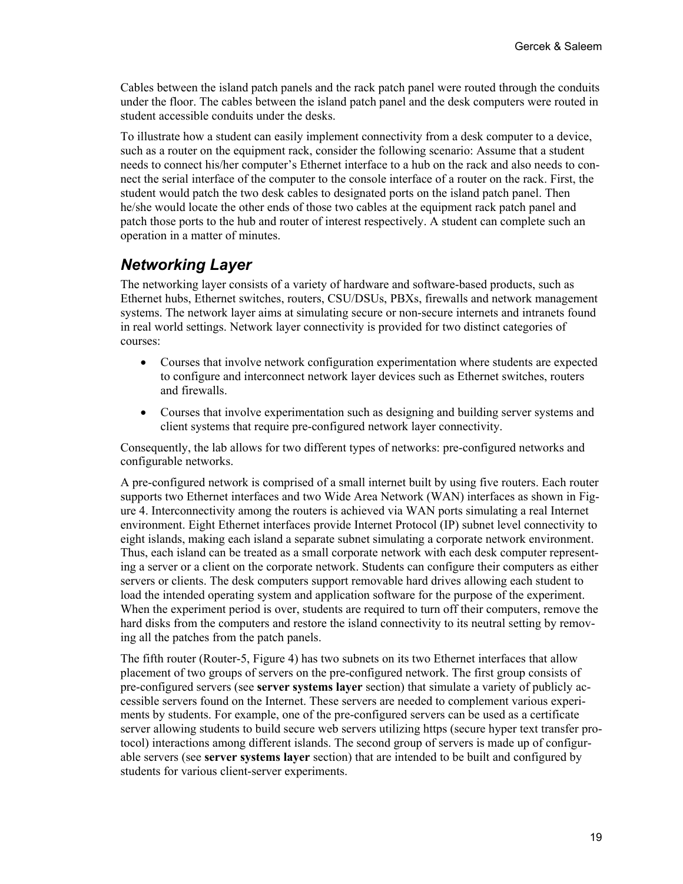Cables between the island patch panels and the rack patch panel were routed through the conduits under the floor. The cables between the island patch panel and the desk computers were routed in student accessible conduits under the desks.

To illustrate how a student can easily implement connectivity from a desk computer to a device, such as a router on the equipment rack, consider the following scenario: Assume that a student needs to connect his/her computer's Ethernet interface to a hub on the rack and also needs to connect the serial interface of the computer to the console interface of a router on the rack. First, the student would patch the two desk cables to designated ports on the island patch panel. Then he/she would locate the other ends of those two cables at the equipment rack patch panel and patch those ports to the hub and router of interest respectively. A student can complete such an operation in a matter of minutes.

## *Networking Layer*

The networking layer consists of a variety of hardware and software-based products, such as Ethernet hubs, Ethernet switches, routers, CSU/DSUs, PBXs, firewalls and network management systems. The network layer aims at simulating secure or non-secure internets and intranets found in real world settings. Network layer connectivity is provided for two distinct categories of courses:

- Courses that involve network configuration experimentation where students are expected to configure and interconnect network layer devices such as Ethernet switches, routers and firewalls.
- Courses that involve experimentation such as designing and building server systems and client systems that require pre-configured network layer connectivity.

Consequently, the lab allows for two different types of networks: pre-configured networks and configurable networks.

A pre-configured network is comprised of a small internet built by using five routers. Each router supports two Ethernet interfaces and two Wide Area Network (WAN) interfaces as shown in Figure 4. Interconnectivity among the routers is achieved via WAN ports simulating a real Internet environment. Eight Ethernet interfaces provide Internet Protocol (IP) subnet level connectivity to eight islands, making each island a separate subnet simulating a corporate network environment. Thus, each island can be treated as a small corporate network with each desk computer representing a server or a client on the corporate network. Students can configure their computers as either servers or clients. The desk computers support removable hard drives allowing each student to load the intended operating system and application software for the purpose of the experiment. When the experiment period is over, students are required to turn off their computers, remove the hard disks from the computers and restore the island connectivity to its neutral setting by removing all the patches from the patch panels.

The fifth router (Router-5, Figure 4) has two subnets on its two Ethernet interfaces that allow placement of two groups of servers on the pre-configured network. The first group consists of pre-configured servers (see **server systems layer** section) that simulate a variety of publicly accessible servers found on the Internet. These servers are needed to complement various experiments by students. For example, one of the pre-configured servers can be used as a certificate server allowing students to build secure web servers utilizing https (secure hyper text transfer protocol) interactions among different islands. The second group of servers is made up of configurable servers (see **server systems layer** section) that are intended to be built and configured by students for various client-server experiments.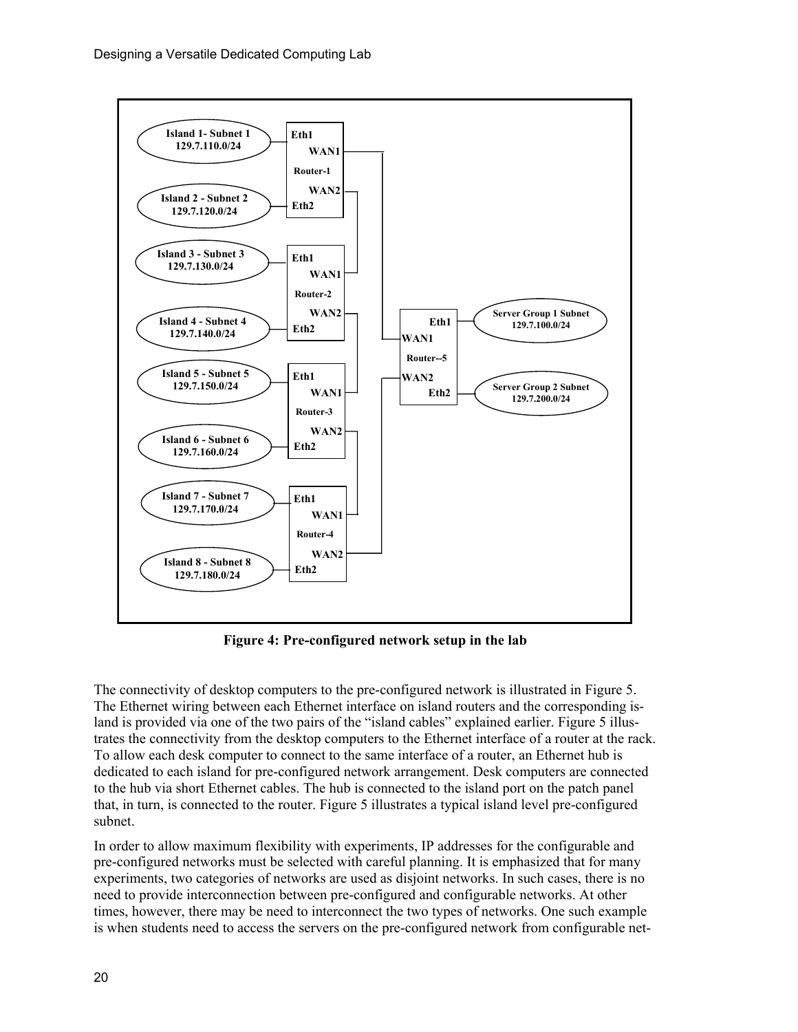Figure 4: Pre-configured network setup in the lab

The connectivity of desktop computers to the pre-configured network is illustrated in Figure 5. The Ethernet wiring between each Ethernet interface on island routers and the corresponding island is provided via one of the two pairs of the "island cables" explained earlier. Figure 5 illustrates the connectivity from the desktop computers to the Ethernet interface of a router at the rack. To allow each desk computer to connect to the same interface of a router, an Ethernet hub is dedicated to each island for pre-configured network arrangement. Desk computers are connected to the hub via short Ethernet cables. The hub is connected to the island port on the patch panel that, in turn, is connected to the router. Figure 5 illustrates a typical island level pre-configured subnet.

In order to allow maximum flexibility with experiments, IP addresses for the configurable and pre-configured networks must be selected with careful planning. It is emphasized that for many experiments, two categories of networks are used as disjoint networks. In such cases, there is no need to provide interconnection between pre-configured and configurable networks. At other times, however, there may be need to interconnect the two types of networks. One such example is when students need to access the servers on the pre-configured network from configurable net-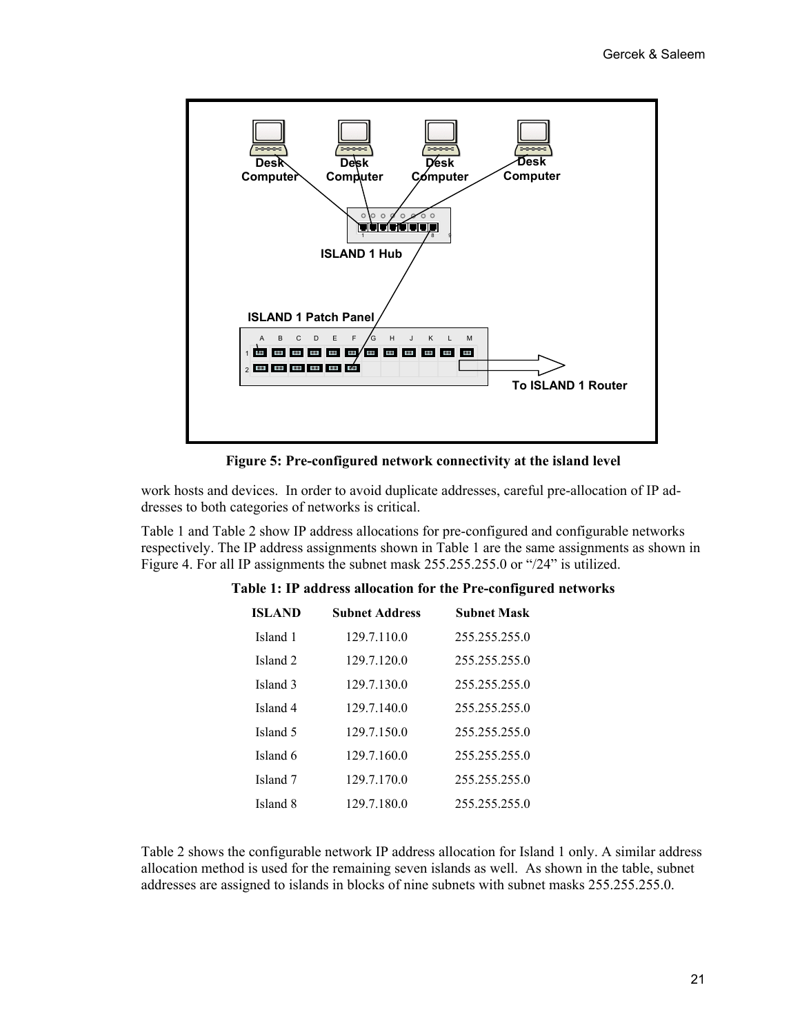**Figure 5: Pre-configured network connectivity at the island level**

work hosts and devices. In order to avoid duplicate addresses, careful pre-allocation of IP addresses to both categories of networks is critical.

Table 1 and Table 2 show IP address allocations for pre-configured and configurable networks respectively. The IP address assignments shown in Table 1 are the same assignments as shown in Figure 4. For all IP assignments the subnet mask 255.255.255.0 or "/24" is utilized.

**Table 1: IP address allocation for the Pre-configured networks**

| ISLAND | Subnet Address | Subnet Mask |
|---|---|---|
| Island 1 | 129.7.110.0 | 255.255.255.0 |
| Island 2 | 129.7.120.0 | 255.255.255.0 |
| Island 3 | 129.7.130.0 | 255.255.255.0 |
| Island 4 | 129.7.140.0 | 255.255.255.0 |
| Island 5 | 129.7.150.0 | 255.255.255.0 |
| Island 6 | 129.7.160.0 | 255.255.255.0 |
| Island 7 | 129.7.170.0 | 255.255.255.0 |
| Island 8 | 129.7.180.0 | 255.255.255.0 |

Table 2 shows the configurable network IP address allocation for Island 1 only. A similar address allocation method is used for the remaining seven islands as well. As shown in the table, subnet addresses are assigned to islands in blocks of nine subnets with subnet masks 255.255.255.0.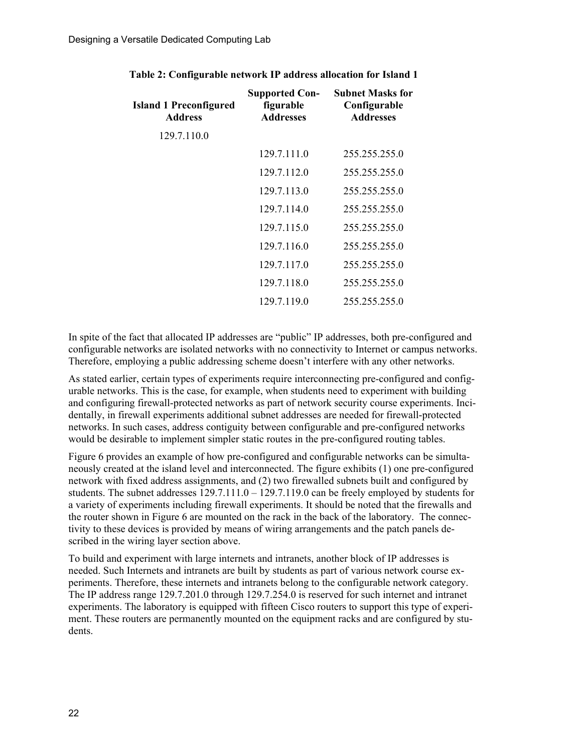**Table 2: Configurable network IP address allocation for Island 1**

| Island 1 Preconfigured Address | Supported Configurable Addresses | Subnet Masks for Configurable Addresses |
|---|---|---|
| 129.7.110.0 | | |
| | 129.7.111.0 | 255.255.255.0 |
| | 129.7.112.0 | 255.255.255.0 |
| | 129.7.113.0 | 255.255.255.0 |
| | 129.7.114.0 | 255.255.255.0 |
| | 129.7.115.0 | 255.255.255.0 |
| | 129.7.116.0 | 255.255.255.0 |
| | 129.7.117.0 | 255.255.255.0 |
| | 129.7.118.0 | 255.255.255.0 |
| | 129.7.119.0 | 255.255.255.0 |

In spite of the fact that allocated IP addresses are "public" IP addresses, both pre-configured and configurable networks are isolated networks with no connectivity to Internet or campus networks. Therefore, employing a public addressing scheme doesn't interfere with any other networks.

As stated earlier, certain types of experiments require interconnecting pre-configured and configurable networks. This is the case, for example, when students need to experiment with building and configuring firewall-protected networks as part of network security course experiments. Incidentally, in firewall experiments additional subnet addresses are needed for firewall-protected networks. In such cases, address contiguity between configurable and pre-configured networks would be desirable to implement simpler static routes in the pre-configured routing tables.

Figure 6 provides an example of how pre-configured and configurable networks can be simultaneously created at the island level and interconnected. The figure exhibits (1) one pre-configured network with fixed address assignments, and (2) two firewalled subnets built and configured by students. The subnet addresses 129.7.111.0 – 129.7.119.0 can be freely employed by students for a variety of experiments including firewall experiments. It should be noted that the firewalls and the router shown in Figure 6 are mounted on the rack in the back of the laboratory. The connectivity to these devices is provided by means of wiring arrangements and the patch panels described in the wiring layer section above.

To build and experiment with large internets and intranets, another block of IP addresses is needed. Such Internets and intranets are built by students as part of various network course experiments. Therefore, these internets and intranets belong to the configurable network category. The IP address range 129.7.201.0 through 129.7.254.0 is reserved for such internet and intranet experiments. The laboratory is equipped with fifteen Cisco routers to support this type of experiment. These routers are permanently mounted on the equipment racks and are configured by students.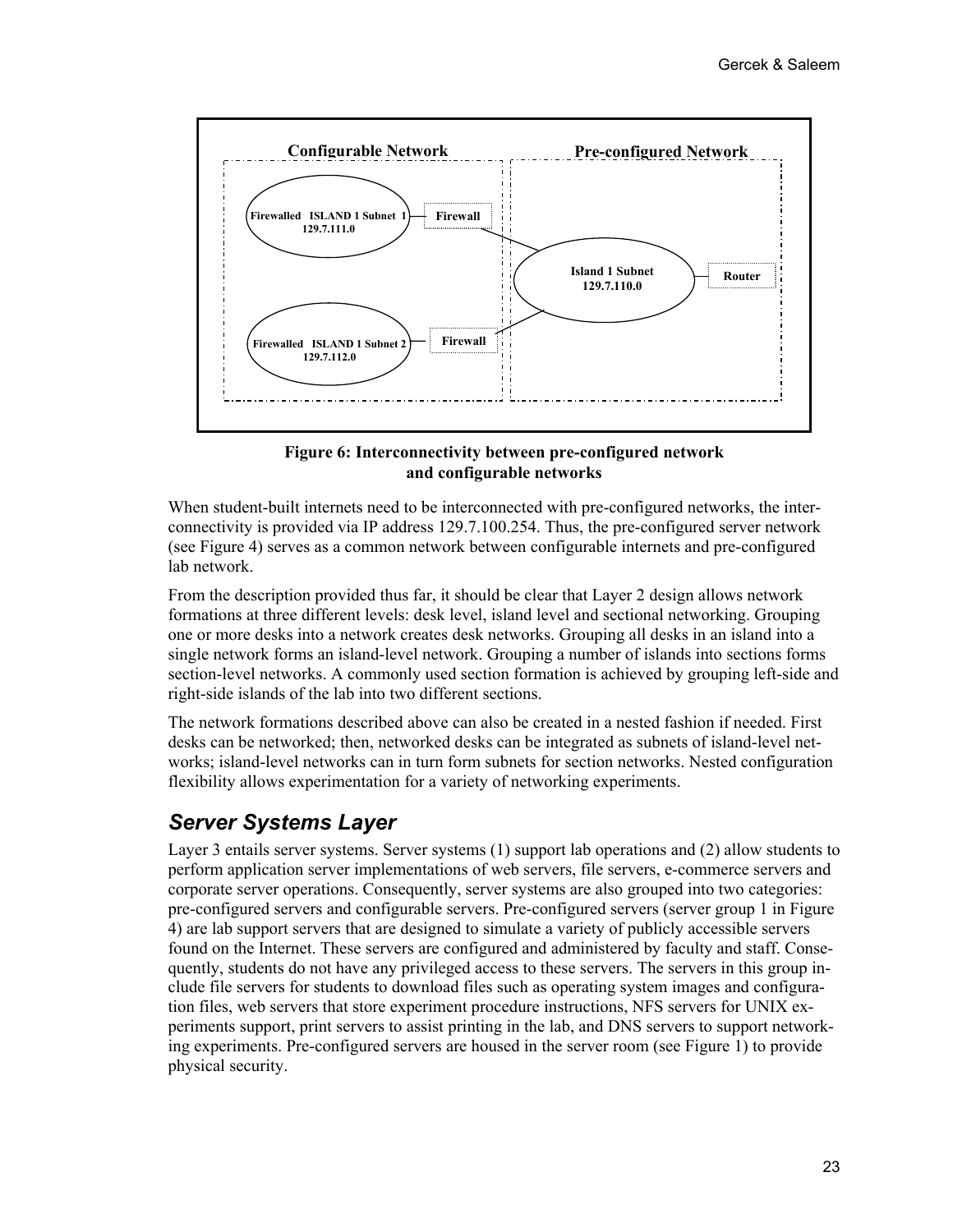**Figure 6: Interconnectivity between pre-configured network and configurable networks**

When student-built internets need to be interconnected with pre-configured networks, the interconnectivity is provided via IP address 129.7.100.254. Thus, the pre-configured server network (see Figure 4) serves as a common network between configurable internets and pre-configured lab network.

From the description provided thus far, it should be clear that Layer 2 design allows network formations at three different levels: desk level, island level and sectional networking. Grouping one or more desks into a network creates desk networks. Grouping all desks in an island into a single network forms an island-level network. Grouping a number of islands into sections forms section-level networks. A commonly used section formation is achieved by grouping left-side and right-side islands of the lab into two different sections.

The network formations described above can also be created in a nested fashion if needed. First desks can be networked; then, networked desks can be integrated as subnets of island-level networks; island-level networks can in turn form subnets for section networks. Nested configuration flexibility allows experimentation for a variety of networking experiments.

## *Server Systems Layer*

Layer 3 entails server systems. Server systems (1) support lab operations and (2) allow students to perform application server implementations of web servers, file servers, e-commerce servers and corporate server operations. Consequently, server systems are also grouped into two categories: pre-configured servers and configurable servers. Pre-configured servers (server group 1 in Figure 4) are lab support servers that are designed to simulate a variety of publicly accessible servers found on the Internet. These servers are configured and administered by faculty and staff. Consequently, students do not have any privileged access to these servers. The servers in this group include file servers for students to download files such as operating system images and configuration files, web servers that store experiment procedure instructions, NFS servers for UNIX experiments support, print servers to assist printing in the lab, and DNS servers to support networking experiments. Pre-configured servers are housed in the server room (see Figure 1) to provide physical security.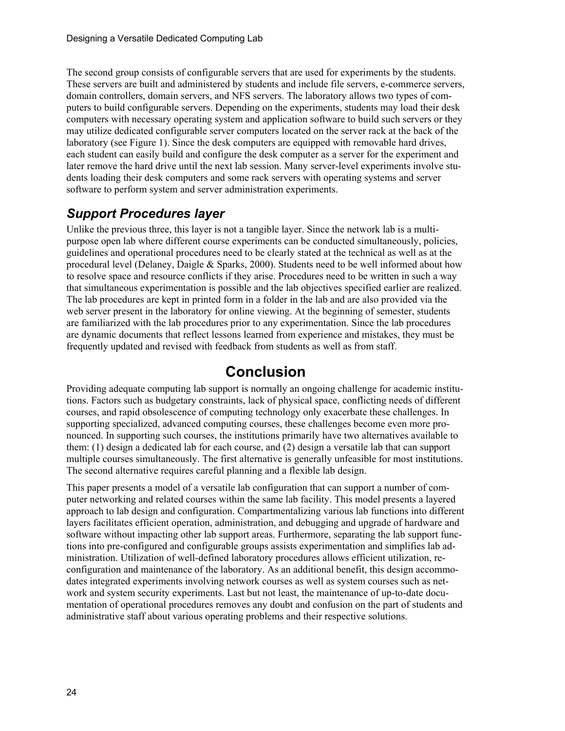The second group consists of configurable servers that are used for experiments by the students. These servers are built and administered by students and include file servers, e-commerce servers, domain controllers, domain servers, and NFS servers. The laboratory allows two types of computers to build configurable servers. Depending on the experiments, students may load their desk computers with necessary operating system and application software to build such servers or they may utilize dedicated configurable server computers located on the server rack at the back of the laboratory (see Figure 1). Since the desk computers are equipped with removable hard drives, each student can easily build and configure the desk computer as a server for the experiment and later remove the hard drive until the next lab session. Many server-level experiments involve students loading their desk computers and some rack servers with operating systems and server software to perform system and server administration experiments.

### *Support Procedures layer*

Unlike the previous three, this layer is not a tangible layer. Since the network lab is a multi-purpose open lab where different course experiments can be conducted simultaneously, policies, guidelines and operational procedures need to be clearly stated at the technical as well as at the procedural level (Delaney, Daigle & Sparks, 2000). Students need to be well informed about how to resolve space and resource conflicts if they arise. Procedures need to be written in such a way that simultaneous experimentation is possible and the lab objectives specified earlier are realized. The lab procedures are kept in printed form in a folder in the lab and are also provided via the web server present in the laboratory for online viewing. At the beginning of semester, students are familiarized with the lab procedures prior to any experimentation. Since the lab procedures are dynamic documents that reflect lessons learned from experience and mistakes, they must be frequently updated and revised with feedback from students as well as from staff.

## Conclusion

Providing adequate computing lab support is normally an ongoing challenge for academic institutions. Factors such as budgetary constraints, lack of physical space, conflicting needs of different courses, and rapid obsolescence of computing technology only exacerbate these challenges. In supporting specialized, advanced computing courses, these challenges become even more pronounced. In supporting such courses, the institutions primarily have two alternatives available to them: (1) design a dedicated lab for each course, and (2) design a versatile lab that can support multiple courses simultaneously. The first alternative is generally unfeasible for most institutions. The second alternative requires careful planning and a flexible lab design.

This paper presents a model of a versatile lab configuration that can support a number of computer networking and related courses within the same lab facility. This model presents a layered approach to lab design and configuration. Compartmentalizing various lab functions into different layers facilitates efficient operation, administration, and debugging and upgrade of hardware and software without impacting other lab support areas. Furthermore, separating the lab support functions into pre-configured and configurable groups assists experimentation and simplifies lab administration. Utilization of well-defined laboratory procedures allows efficient utilization, reconfiguration and maintenance of the laboratory. As an additional benefit, this design accommodates integrated experiments involving network courses as well as system courses such as network and system security experiments. Last but not least, the maintenance of up-to-date documentation of operational procedures removes any doubt and confusion on the part of students and administrative staff about various operating problems and their respective solutions.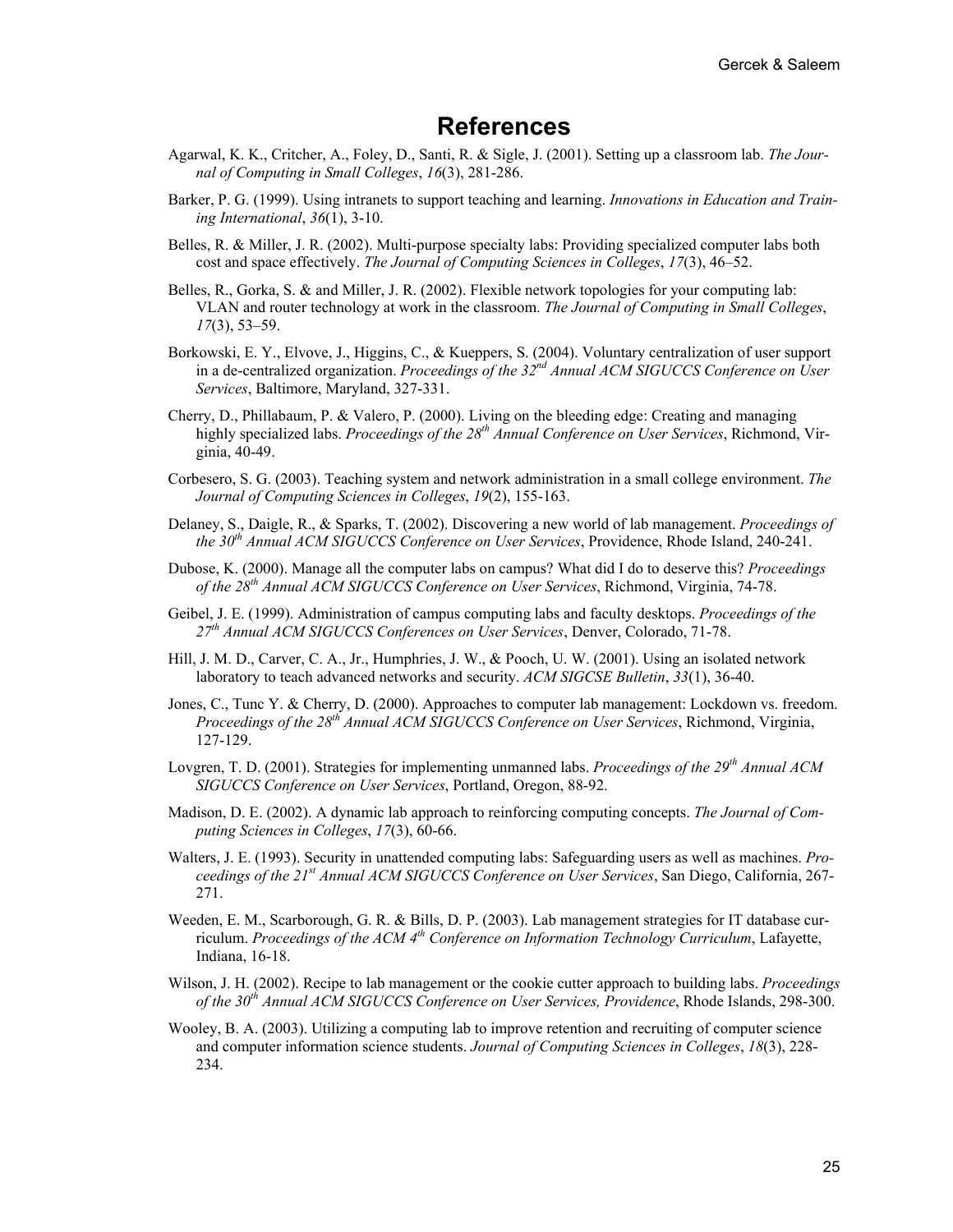# References

Agarwal, K. K., Critcher, A., Foley, D., Santi, R. & Sigle, J. (2001). Setting up a classroom lab. *The Journal of Computing in Small Colleges*, *16*(3), 281-286.

Barker, P. G. (1999). Using intranets to support teaching and learning. *Innovations in Education and Training International*, *36*(1), 3-10.

Belles, R. & Miller, J. R. (2002). Multi-purpose specialty labs: Providing specialized computer labs both cost and space effectively. *The Journal of Computing Sciences in Colleges*, *17*(3), 46–52.

Belles, R., Gorka, S. & and Miller, J. R. (2002). Flexible network topologies for your computing lab: VLAN and router technology at work in the classroom. *The Journal of Computing in Small Colleges*, *17*(3), 53–59.

Borkowski, E. Y., Elvove, J., Higgins, C., & Kueppers, S. (2004). Voluntary centralization of user support in a de-centralized organization. *Proceedings of the 32nd Annual ACM SIGUCCS Conference on User Services*, Baltimore, Maryland, 327-331.

Cherry, D., Phillabaum, P. & Valero, P. (2000). Living on the bleeding edge: Creating and managing highly specialized labs. *Proceedings of the 28th Annual Conference on User Services*, Richmond, Virginia, 40-49.

Corbesero, S. G. (2003). Teaching system and network administration in a small college environment. *The Journal of Computing Sciences in Colleges*, *19*(2), 155-163.

Delaney, S., Daigle, R., & Sparks, T. (2002). Discovering a new world of lab management. *Proceedings of the 30th Annual ACM SIGUCCS Conference on User Services*, Providence, Rhode Island, 240-241.

Dubose, K. (2000). Manage all the computer labs on campus? What did I do to deserve this? *Proceedings of the 28th Annual ACM SIGUCCS Conference on User Services*, Richmond, Virginia, 74-78.

Geibel, J. E. (1999). Administration of campus computing labs and faculty desktops. *Proceedings of the 27th Annual ACM SIGUCCS Conferences on User Services*, Denver, Colorado, 71-78.

Hill, J. M. D., Carver, C. A., Jr., Humphries, J. W., & Pooch, U. W. (2001). Using an isolated network laboratory to teach advanced networks and security. *ACM SIGCSE Bulletin*, *33*(1), 36-40.

Jones, C., Tunc Y. & Cherry, D. (2000). Approaches to computer lab management: Lockdown vs. freedom. *Proceedings of the 28th Annual ACM SIGUCCS Conference on User Services*, Richmond, Virginia, 127-129.

Lovgren, T. D. (2001). Strategies for implementing unmanned labs. *Proceedings of the 29th Annual ACM SIGUCCS Conference on User Services*, Portland, Oregon, 88-92.

Madison, D. E. (2002). A dynamic lab approach to reinforcing computing concepts. *The Journal of Computing Sciences in Colleges*, *17*(3), 60-66.

Walters, J. E. (1993). Security in unattended computing labs: Safeguarding users as well as machines. *Proceedings of the 21st Annual ACM SIGUCCS Conference on User Services*, San Diego, California, 267-271.

Weeden, E. M., Scarborough, G. R. & Bills, D. P. (2003). Lab management strategies for IT database curriculum. *Proceedings of the ACM 4th Conference on Information Technology Curriculum*, Lafayette, Indiana, 16-18.

Wilson, J. H. (2002). Recipe to lab management or the cookie cutter approach to building labs. *Proceedings of the 30th Annual ACM SIGUCCS Conference on User Services, Providence*, Rhode Islands, 298-300.

Wooley, B. A. (2003). Utilizing a computing lab to improve retention and recruiting of computer science and computer information science students. *Journal of Computing Sciences in Colleges*, *18*(3), 228-234.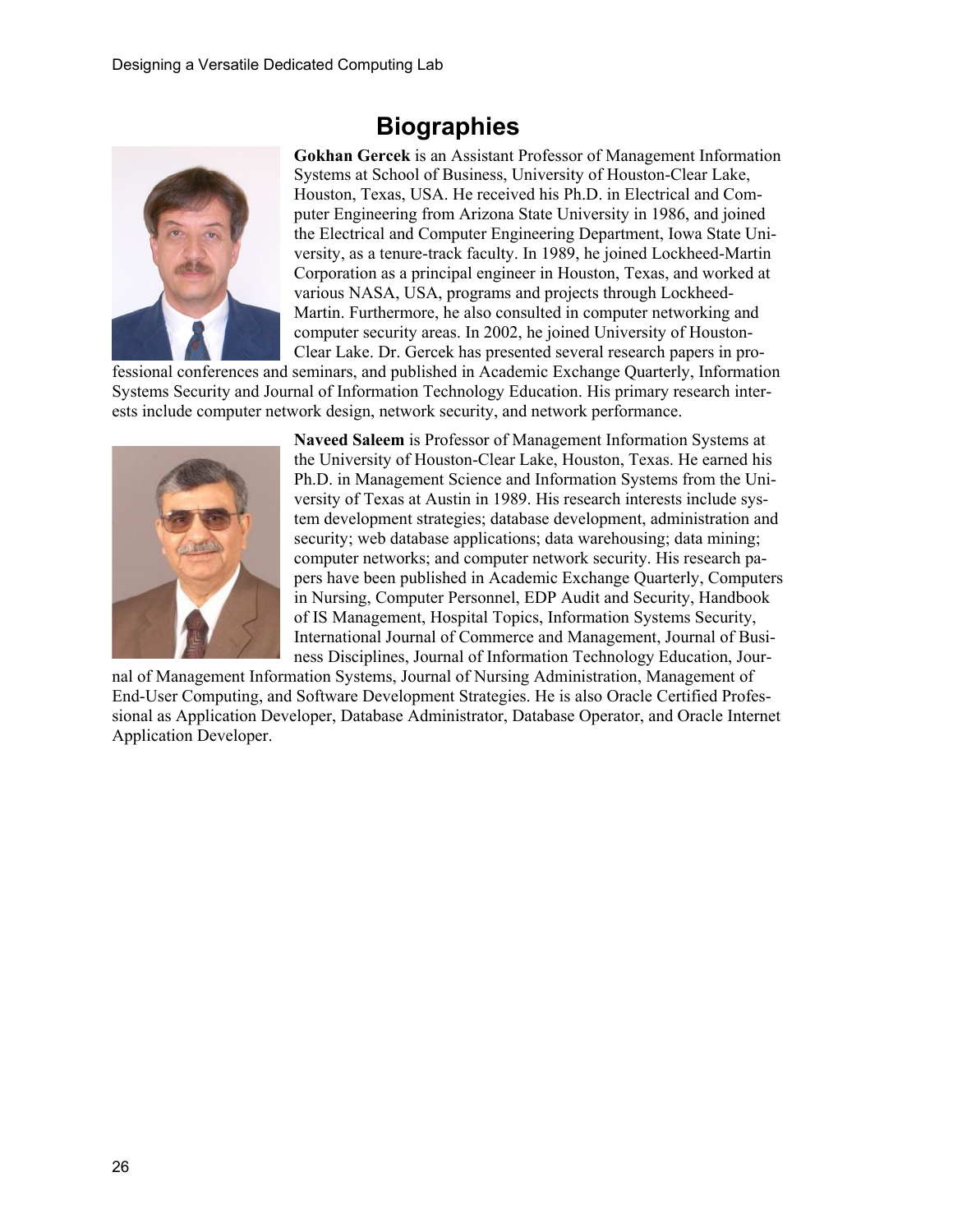## Biographies

**Gokhan Gercek** is an Assistant Professor of Management Information Systems at School of Business, University of Houston-Clear Lake, Houston, Texas, USA. He received his Ph.D. in Electrical and Computer Engineering from Arizona State University in 1986, and joined the Electrical and Computer Engineering Department, Iowa State University, as a tenure-track faculty. In 1989, he joined Lockheed-Martin Corporation as a principal engineer in Houston, Texas, and worked at various NASA, USA, programs and projects through Lockheed-Martin. Furthermore, he also consulted in computer networking and computer security areas. In 2002, he joined University of Houston-Clear Lake. Dr. Gercek has presented several research papers in professional conferences and seminars, and published in Academic Exchange Quarterly, Information Systems Security and Journal of Information Technology Education. His primary research interests include computer network design, network security, and network performance.

**Naveed Saleem** is Professor of Management Information Systems at the University of Houston-Clear Lake, Houston, Texas. He earned his Ph.D. in Management Science and Information Systems from the University of Texas at Austin in 1989. His research interests include system development strategies; database development, administration and security; web database applications; data warehousing; data mining; computer networks; and computer network security. His research papers have been published in Academic Exchange Quarterly, Computers in Nursing, Computer Personnel, EDP Audit and Security, Handbook of IS Management, Hospital Topics, Information Systems Security, International Journal of Commerce and Management, Journal of Business Disciplines, Journal of Information Technology Education, Journal of Management Information Systems, Journal of Nursing Administration, Management of End-User Computing, and Software Development Strategies. He is also Oracle Certified Professional as Application Developer, Database Administrator, Database Operator, and Oracle Internet Application Developer.